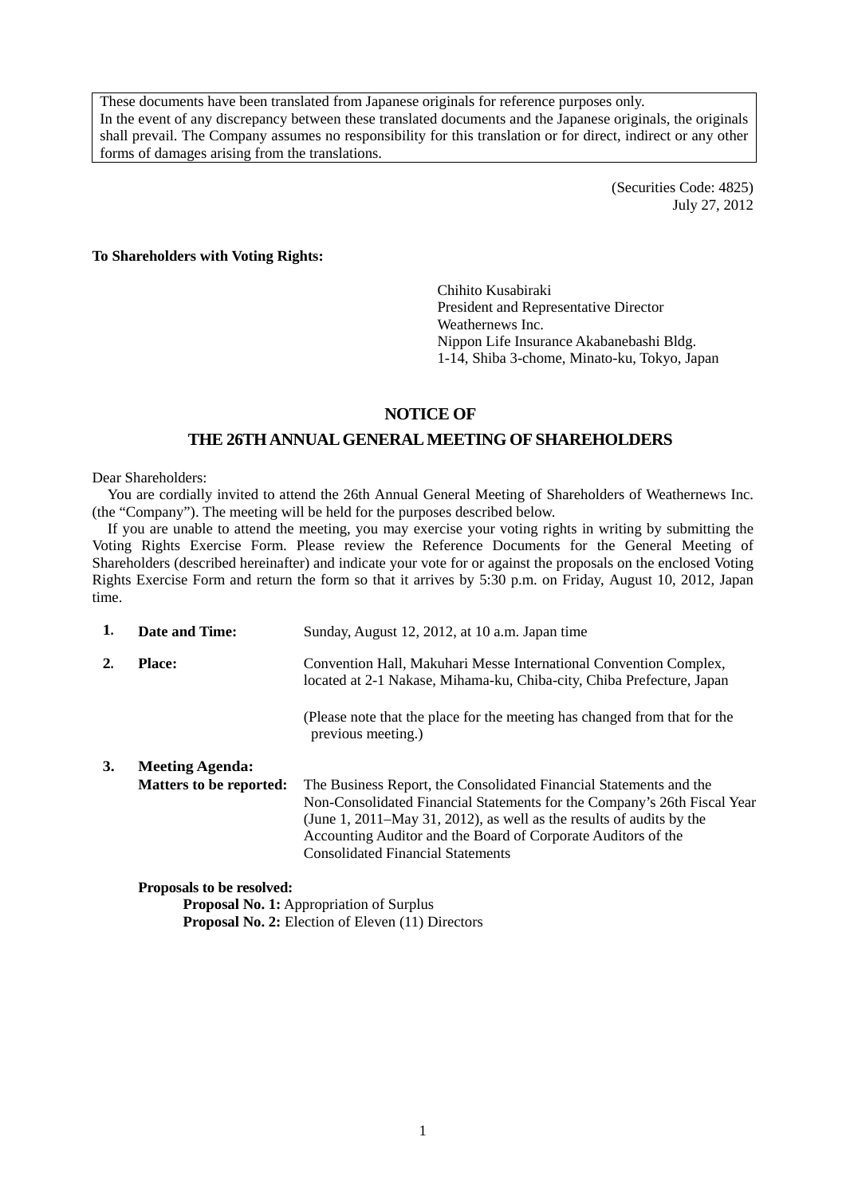> These documents have been translated from Japanese originals for reference purposes only.
> In the event of any discrepancy between these translated documents and the Japanese originals, the originals shall prevail. The Company assumes no responsibility for this translation or for direct, indirect or any other forms of damages arising from the translations.

(Securities Code: 4825)
July 27, 2012

**To Shareholders with Voting Rights:**

Chihito Kusabiraki
President and Representative Director
Weathernews Inc.
Nippon Life Insurance Akabanebashi Bldg.
1-14, Shiba 3-chome, Minato-ku, Tokyo, Japan

# NOTICE OF
# THE 26TH ANNUAL GENERAL MEETING OF SHAREHOLDERS

Dear Shareholders:

You are cordially invited to attend the 26th Annual General Meeting of Shareholders of Weathernews Inc. (the "Company"). The meeting will be held for the purposes described below.

If you are unable to attend the meeting, you may exercise your voting rights in writing by submitting the Voting Rights Exercise Form. Please review the Reference Documents for the General Meeting of Shareholders (described hereinafter) and indicate your vote for or against the proposals on the enclosed Voting Rights Exercise Form and return the form so that it arrives by 5:30 p.m. on Friday, August 10, 2012, Japan time.

**1. Date and Time:** Sunday, August 12, 2012, at 10 a.m. Japan time

**2. Place:** Convention Hall, Makuhari Messe International Convention Complex, located at 2-1 Nakase, Mihama-ku, Chiba-city, Chiba Prefecture, Japan

(Please note that the place for the meeting has changed from that for the previous meeting.)

**3. Meeting Agenda:**

**Matters to be reported:** The Business Report, the Consolidated Financial Statements and the Non-Consolidated Financial Statements for the Company's 26th Fiscal Year (June 1, 2011–May 31, 2012), as well as the results of audits by the Accounting Auditor and the Board of Corporate Auditors of the Consolidated Financial Statements

**Proposals to be resolved:**

**Proposal No. 1:** Appropriation of Surplus

**Proposal No. 2:** Election of Eleven (11) Directors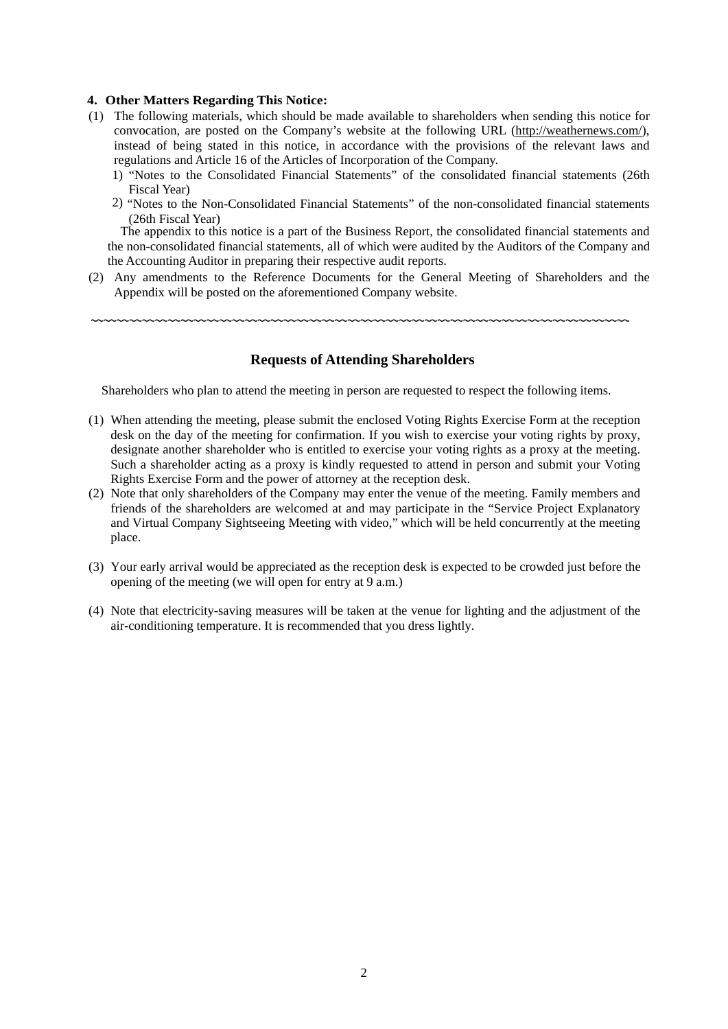**4. Other Matters Regarding This Notice:**

(1) The following materials, which should be made available to shareholders when sending this notice for convocation, are posted on the Company's website at the following URL (http://weathernews.com/), instead of being stated in this notice, in accordance with the provisions of the relevant laws and regulations and Article 16 of the Articles of Incorporation of the Company.

  1) "Notes to the Consolidated Financial Statements" of the consolidated financial statements (26th Fiscal Year)

  2) "Notes to the Non-Consolidated Financial Statements" of the non-consolidated financial statements (26th Fiscal Year)

  The appendix to this notice is a part of the Business Report, the consolidated financial statements and the non-consolidated financial statements, all of which were audited by the Auditors of the Company and the Accounting Auditor in preparing their respective audit reports.

(2) Any amendments to the Reference Documents for the General Meeting of Shareholders and the Appendix will be posted on the aforementioned Company website.

~~~~~~~~~~~~~~~~~~~~~~~~~~~~~~~~~~~~~~~~~~~~~~~~~~~~~~~~~~~~~~~~~~~~~~~~~~~~~~~~

## Requests of Attending Shareholders

Shareholders who plan to attend the meeting in person are requested to respect the following items.

(1) When attending the meeting, please submit the enclosed Voting Rights Exercise Form at the reception desk on the day of the meeting for confirmation. If you wish to exercise your voting rights by proxy, designate another shareholder who is entitled to exercise your voting rights as a proxy at the meeting. Such a shareholder acting as a proxy is kindly requested to attend in person and submit your Voting Rights Exercise Form and the power of attorney at the reception desk.

(2) Note that only shareholders of the Company may enter the venue of the meeting. Family members and friends of the shareholders are welcomed at and may participate in the "Service Project Explanatory and Virtual Company Sightseeing Meeting with video," which will be held concurrently at the meeting place.

(3) Your early arrival would be appreciated as the reception desk is expected to be crowded just before the opening of the meeting (we will open for entry at 9 a.m.)

(4) Note that electricity-saving measures will be taken at the venue for lighting and the adjustment of the air-conditioning temperature. It is recommended that you dress lightly.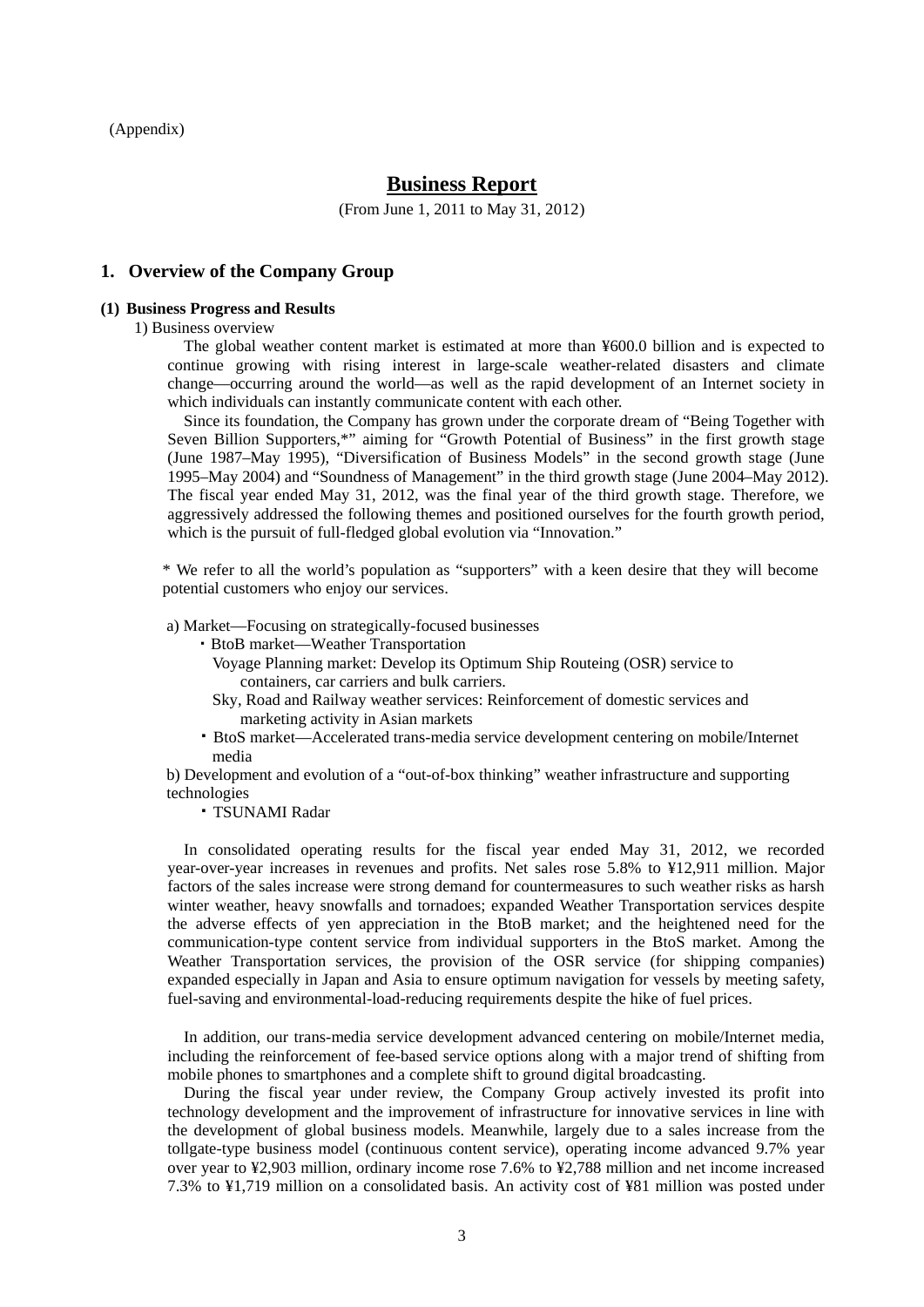(Appendix)

# Business Report

(From June 1, 2011 to May 31, 2012)

## 1. Overview of the Company Group

### (1) Business Progress and Results

1) Business overview

The global weather content market is estimated at more than ¥600.0 billion and is expected to continue growing with rising interest in large-scale weather-related disasters and climate change—occurring around the world—as well as the rapid development of an Internet society in which individuals can instantly communicate content with each other.

Since its foundation, the Company has grown under the corporate dream of "Being Together with Seven Billion Supporters,*" aiming for "Growth Potential of Business" in the first growth stage (June 1987–May 1995), "Diversification of Business Models" in the second growth stage (June 1995–May 2004) and "Soundness of Management" in the third growth stage (June 2004–May 2012). The fiscal year ended May 31, 2012, was the final year of the third growth stage. Therefore, we aggressively addressed the following themes and positioned ourselves for the fourth growth period, which is the pursuit of full-fledged global evolution via "Innovation."

* We refer to all the world's population as "supporters" with a keen desire that they will become potential customers who enjoy our services.

a) Market—Focusing on strategically-focused businesses

- BtoB market—Weather Transportation
  - Voyage Planning market: Develop its Optimum Ship Routeing (OSR) service to containers, car carriers and bulk carriers.
  - Sky, Road and Railway weather services: Reinforcement of domestic services and marketing activity in Asian markets
- BtoS market—Accelerated trans-media service development centering on mobile/Internet media

b) Development and evolution of a "out-of-box thinking" weather infrastructure and supporting technologies

- TSUNAMI Radar

In consolidated operating results for the fiscal year ended May 31, 2012, we recorded year-over-year increases in revenues and profits. Net sales rose 5.8% to ¥12,911 million. Major factors of the sales increase were strong demand for countermeasures to such weather risks as harsh winter weather, heavy snowfalls and tornadoes; expanded Weather Transportation services despite the adverse effects of yen appreciation in the BtoB market; and the heightened need for the communication-type content service from individual supporters in the BtoS market. Among the Weather Transportation services, the provision of the OSR service (for shipping companies) expanded especially in Japan and Asia to ensure optimum navigation for vessels by meeting safety, fuel-saving and environmental-load-reducing requirements despite the hike of fuel prices.

In addition, our trans-media service development advanced centering on mobile/Internet media, including the reinforcement of fee-based service options along with a major trend of shifting from mobile phones to smartphones and a complete shift to ground digital broadcasting.

During the fiscal year under review, the Company Group actively invested its profit into technology development and the improvement of infrastructure for innovative services in line with the development of global business models. Meanwhile, largely due to a sales increase from the tollgate-type business model (continuous content service), operating income advanced 9.7% year over year to ¥2,903 million, ordinary income rose 7.6% to ¥2,788 million and net income increased 7.3% to ¥1,719 million on a consolidated basis. An activity cost of ¥81 million was posted under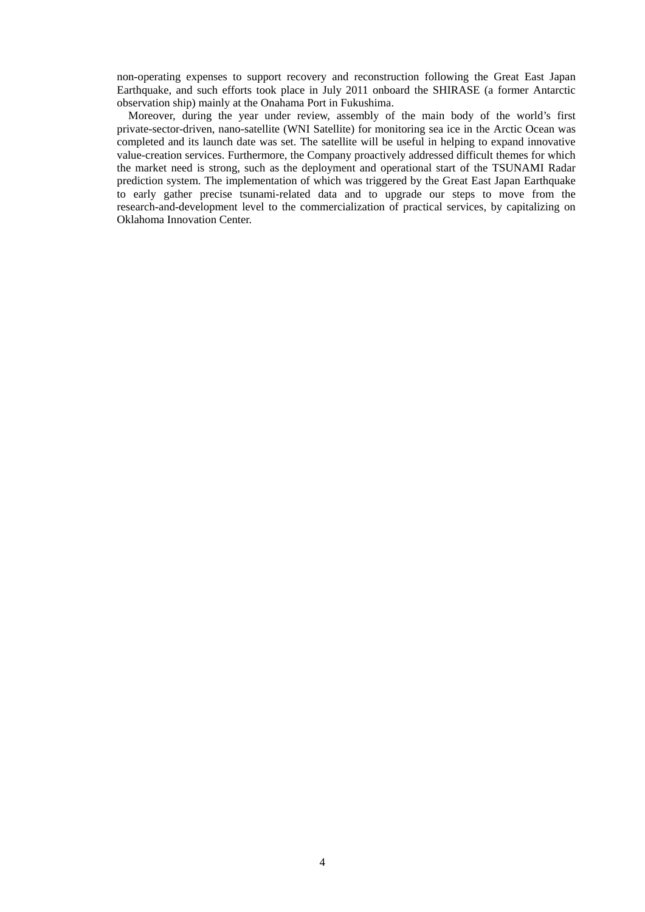non-operating expenses to support recovery and reconstruction following the Great East Japan Earthquake, and such efforts took place in July 2011 onboard the SHIRASE (a former Antarctic observation ship) mainly at the Onahama Port in Fukushima.

Moreover, during the year under review, assembly of the main body of the world's first private-sector-driven, nano-satellite (WNI Satellite) for monitoring sea ice in the Arctic Ocean was completed and its launch date was set. The satellite will be useful in helping to expand innovative value-creation services. Furthermore, the Company proactively addressed difficult themes for which the market need is strong, such as the deployment and operational start of the TSUNAMI Radar prediction system. The implementation of which was triggered by the Great East Japan Earthquake to early gather precise tsunami-related data and to upgrade our steps to move from the research-and-development level to the commercialization of practical services, by capitalizing on Oklahoma Innovation Center.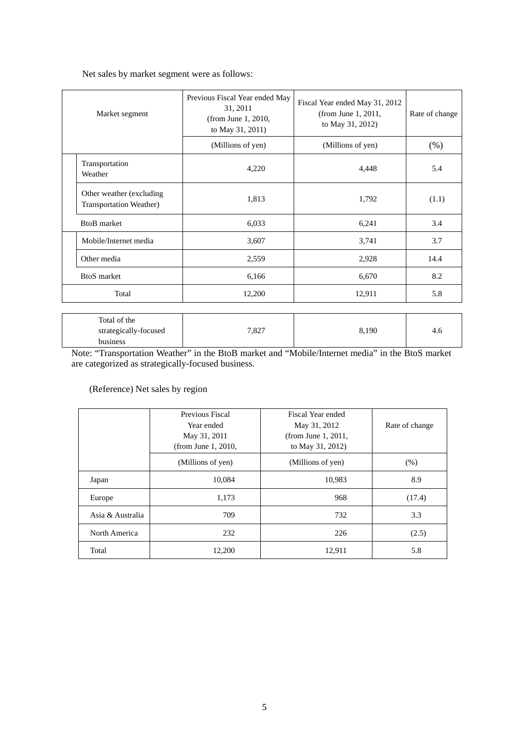Net sales by market segment were as follows:

| Market segment | | Previous Fiscal Year ended May 31, 2011 (from June 1, 2010, to May 31, 2011) | Fiscal Year ended May 31, 2012 (from June 1, 2011, to May 31, 2012) | Rate of change |
|---|---|---|---|---|
| | | (Millions of yen) | (Millions of yen) | (%) |
| | Transportation Weather | 4,220 | 4,448 | 5.4 |
| | Other weather (excluding Transportation Weather) | 1,813 | 1,792 | (1.1) |
| BtoB market | | 6,033 | 6,241 | 3.4 |
| | Mobile/Internet media | 3,607 | 3,741 | 3.7 |
| | Other media | 2,559 | 2,928 | 14.4 |
| BtoS market | | 6,166 | 6,670 | 8.2 |
| Total | | 12,200 | 12,911 | 5.8 |

| | | | |
|---|---|---|---|
| Total of the strategically-focused business | 7,827 | 8,190 | 4.6 |

Note: "Transportation Weather" in the BtoB market and "Mobile/Internet media" in the BtoS market are categorized as strategically-focused business.

(Reference) Net sales by region

| | Previous Fiscal Year ended May 31, 2011 (from June 1, 2010, | Fiscal Year ended May 31, 2012 (from June 1, 2011, to May 31, 2012) | Rate of change |
|---|---|---|---|
| | (Millions of yen) | (Millions of yen) | (%) |
| Japan | 10,084 | 10,983 | 8.9 |
| Europe | 1,173 | 968 | (17.4) |
| Asia & Australia | 709 | 732 | 3.3 |
| North America | 232 | 226 | (2.5) |
| Total | 12,200 | 12,911 | 5.8 |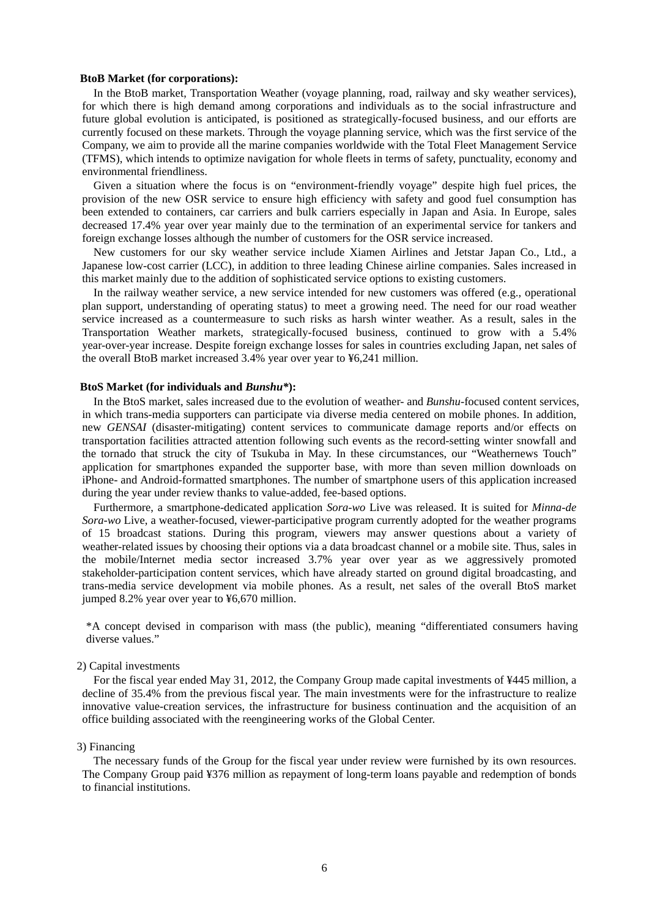**BtoB Market (for corporations):**

In the BtoB market, Transportation Weather (voyage planning, road, railway and sky weather services), for which there is high demand among corporations and individuals as to the social infrastructure and future global evolution is anticipated, is positioned as strategically-focused business, and our efforts are currently focused on these markets. Through the voyage planning service, which was the first service of the Company, we aim to provide all the marine companies worldwide with the Total Fleet Management Service (TFMS), which intends to optimize navigation for whole fleets in terms of safety, punctuality, economy and environmental friendliness.

Given a situation where the focus is on "environment-friendly voyage" despite high fuel prices, the provision of the new OSR service to ensure high efficiency with safety and good fuel consumption has been extended to containers, car carriers and bulk carriers especially in Japan and Asia. In Europe, sales decreased 17.4% year over year mainly due to the termination of an experimental service for tankers and foreign exchange losses although the number of customers for the OSR service increased.

New customers for our sky weather service include Xiamen Airlines and Jetstar Japan Co., Ltd., a Japanese low-cost carrier (LCC), in addition to three leading Chinese airline companies. Sales increased in this market mainly due to the addition of sophisticated service options to existing customers.

In the railway weather service, a new service intended for new customers was offered (e.g., operational plan support, understanding of operating status) to meet a growing need. The need for our road weather service increased as a countermeasure to such risks as harsh winter weather. As a result, sales in the Transportation Weather markets, strategically-focused business, continued to grow with a 5.4% year-over-year increase. Despite foreign exchange losses for sales in countries excluding Japan, net sales of the overall BtoB market increased 3.4% year over year to ¥6,241 million.

**BtoS Market (for individuals and *Bunshu*\*):**

In the BtoS market, sales increased due to the evolution of weather- and *Bunshu*-focused content services, in which trans-media supporters can participate via diverse media centered on mobile phones. In addition, new *GENSAI* (disaster-mitigating) content services to communicate damage reports and/or effects on transportation facilities attracted attention following such events as the record-setting winter snowfall and the tornado that struck the city of Tsukuba in May. In these circumstances, our "Weathernews Touch" application for smartphones expanded the supporter base, with more than seven million downloads on iPhone- and Android-formatted smartphones. The number of smartphone users of this application increased during the year under review thanks to value-added, fee-based options.

Furthermore, a smartphone-dedicated application *Sora-wo* Live was released. It is suited for *Minna-de Sora-wo* Live, a weather-focused, viewer-participative program currently adopted for the weather programs of 15 broadcast stations. During this program, viewers may answer questions about a variety of weather-related issues by choosing their options via a data broadcast channel or a mobile site. Thus, sales in the mobile/Internet media sector increased 3.7% year over year as we aggressively promoted stakeholder-participation content services, which have already started on ground digital broadcasting, and trans-media service development via mobile phones. As a result, net sales of the overall BtoS market jumped 8.2% year over year to ¥6,670 million.

*A concept devised in comparison with mass (the public), meaning "differentiated consumers having diverse values."

2) Capital investments

For the fiscal year ended May 31, 2012, the Company Group made capital investments of ¥445 million, a decline of 35.4% from the previous fiscal year. The main investments were for the infrastructure to realize innovative value-creation services, the infrastructure for business continuation and the acquisition of an office building associated with the reengineering works of the Global Center.

3) Financing

The necessary funds of the Group for the fiscal year under review were furnished by its own resources. The Company Group paid ¥376 million as repayment of long-term loans payable and redemption of bonds to financial institutions.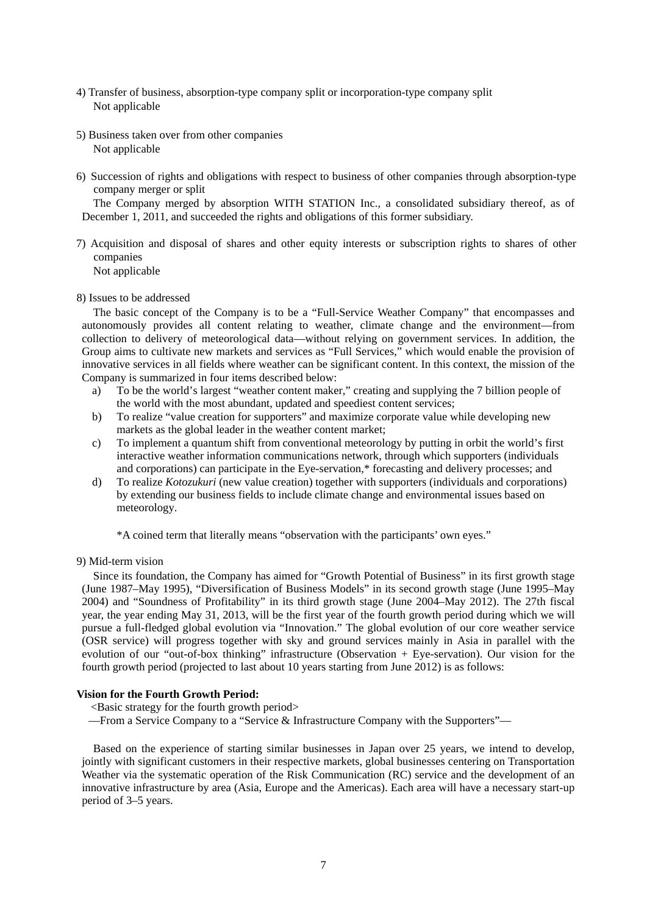4) Transfer of business, absorption-type company split or incorporation-type company split

Not applicable

5) Business taken over from other companies

Not applicable

6) Succession of rights and obligations with respect to business of other companies through absorption-type company merger or split

The Company merged by absorption WITH STATION Inc., a consolidated subsidiary thereof, as of December 1, 2011, and succeeded the rights and obligations of this former subsidiary.

7) Acquisition and disposal of shares and other equity interests or subscription rights to shares of other companies

Not applicable

8) Issues to be addressed

The basic concept of the Company is to be a "Full-Service Weather Company" that encompasses and autonomously provides all content relating to weather, climate change and the environment—from collection to delivery of meteorological data—without relying on government services. In addition, the Group aims to cultivate new markets and services as "Full Services," which would enable the provision of innovative services in all fields where weather can be significant content. In this context, the mission of the Company is summarized in four items described below:

a) To be the world's largest "weather content maker," creating and supplying the 7 billion people of the world with the most abundant, updated and speediest content services;
b) To realize "value creation for supporters" and maximize corporate value while developing new markets as the global leader in the weather content market;
c) To implement a quantum shift from conventional meteorology by putting in orbit the world's first interactive weather information communications network, through which supporters (individuals and corporations) can participate in the Eye-servation,* forecasting and delivery processes; and
d) To realize *Kotozukuri* (new value creation) together with supporters (individuals and corporations) by extending our business fields to include climate change and environmental issues based on meteorology.

*A coined term that literally means "observation with the participants' own eyes."

9) Mid-term vision

Since its foundation, the Company has aimed for "Growth Potential of Business" in its first growth stage (June 1987–May 1995), "Diversification of Business Models" in its second growth stage (June 1995–May 2004) and "Soundness of Profitability" in its third growth stage (June 2004–May 2012). The 27th fiscal year, the year ending May 31, 2013, will be the first year of the fourth growth period during which we will pursue a full-fledged global evolution via "Innovation." The global evolution of our core weather service (OSR service) will progress together with sky and ground services mainly in Asia in parallel with the evolution of our "out-of-box thinking" infrastructure (Observation + Eye-servation). Our vision for the fourth growth period (projected to last about 10 years starting from June 2012) is as follows:

**Vision for the Fourth Growth Period:**

<Basic strategy for the fourth growth period>

—From a Service Company to a "Service & Infrastructure Company with the Supporters"—

Based on the experience of starting similar businesses in Japan over 25 years, we intend to develop, jointly with significant customers in their respective markets, global businesses centering on Transportation Weather via the systematic operation of the Risk Communication (RC) service and the development of an innovative infrastructure by area (Asia, Europe and the Americas). Each area will have a necessary start-up period of 3–5 years.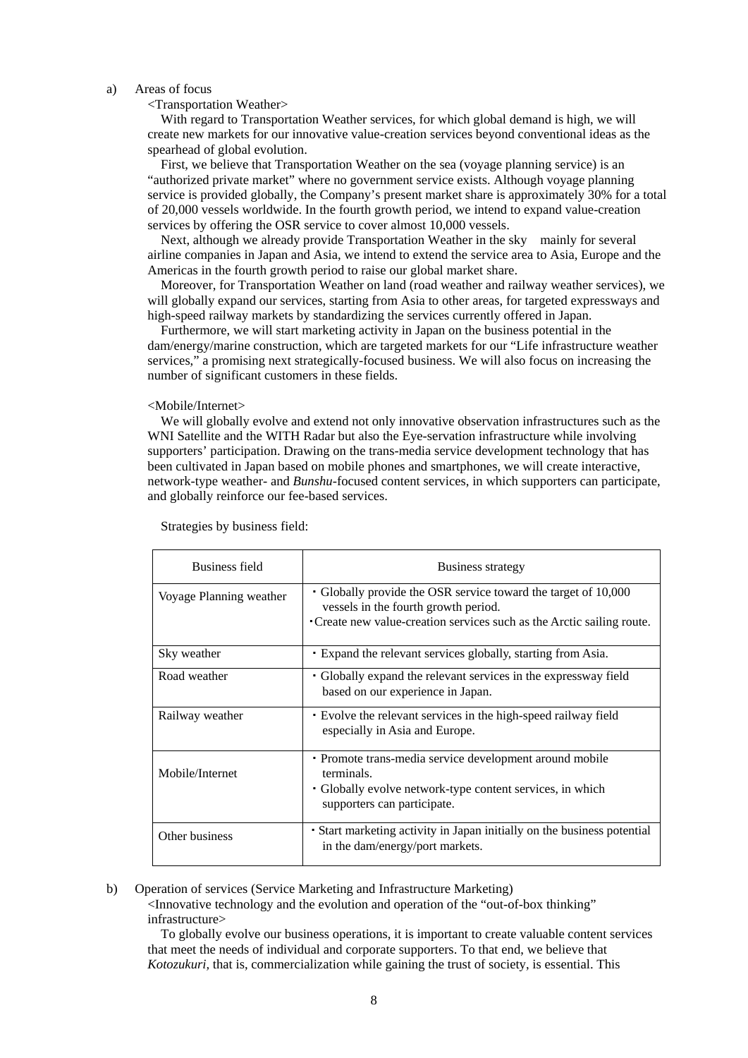a) Areas of focus

<Transportation Weather>

With regard to Transportation Weather services, for which global demand is high, we will create new markets for our innovative value-creation services beyond conventional ideas as the spearhead of global evolution.

First, we believe that Transportation Weather on the sea (voyage planning service) is an "authorized private market" where no government service exists. Although voyage planning service is provided globally, the Company's present market share is approximately 30% for a total of 20,000 vessels worldwide. In the fourth growth period, we intend to expand value-creation services by offering the OSR service to cover almost 10,000 vessels.

Next, although we already provide Transportation Weather in the sky mainly for several airline companies in Japan and Asia, we intend to extend the service area to Asia, Europe and the Americas in the fourth growth period to raise our global market share.

Moreover, for Transportation Weather on land (road weather and railway weather services), we will globally expand our services, starting from Asia to other areas, for targeted expressways and high-speed railway markets by standardizing the services currently offered in Japan.

Furthermore, we will start marketing activity in Japan on the business potential in the dam/energy/marine construction, which are targeted markets for our "Life infrastructure weather services," a promising next strategically-focused business. We will also focus on increasing the number of significant customers in these fields.

<Mobile/Internet>

We will globally evolve and extend not only innovative observation infrastructures such as the WNI Satellite and the WITH Radar but also the Eye-servation infrastructure while involving supporters' participation. Drawing on the trans-media service development technology that has been cultivated in Japan based on mobile phones and smartphones, we will create interactive, network-type weather- and *Bunshu*-focused content services, in which supporters can participate, and globally reinforce our fee-based services.

Strategies by business field:

| Business field | Business strategy |
|---|---|
| Voyage Planning weather | ・Globally provide the OSR service toward the target of 10,000 vessels in the fourth growth period.<br>・Create new value-creation services such as the Arctic sailing route. |
| Sky weather | ・Expand the relevant services globally, starting from Asia. |
| Road weather | ・Globally expand the relevant services in the expressway field based on our experience in Japan. |
| Railway weather | ・Evolve the relevant services in the high-speed railway field especially in Asia and Europe. |
| Mobile/Internet | ・Promote trans-media service development around mobile terminals.<br>・Globally evolve network-type content services, in which supporters can participate. |
| Other business | ・Start marketing activity in Japan initially on the business potential in the dam/energy/port markets. |

b) Operation of services (Service Marketing and Infrastructure Marketing)

<Innovative technology and the evolution and operation of the "out-of-box thinking" infrastructure>

To globally evolve our business operations, it is important to create valuable content services that meet the needs of individual and corporate supporters. To that end, we believe that *Kotozukuri*, that is, commercialization while gaining the trust of society, is essential. This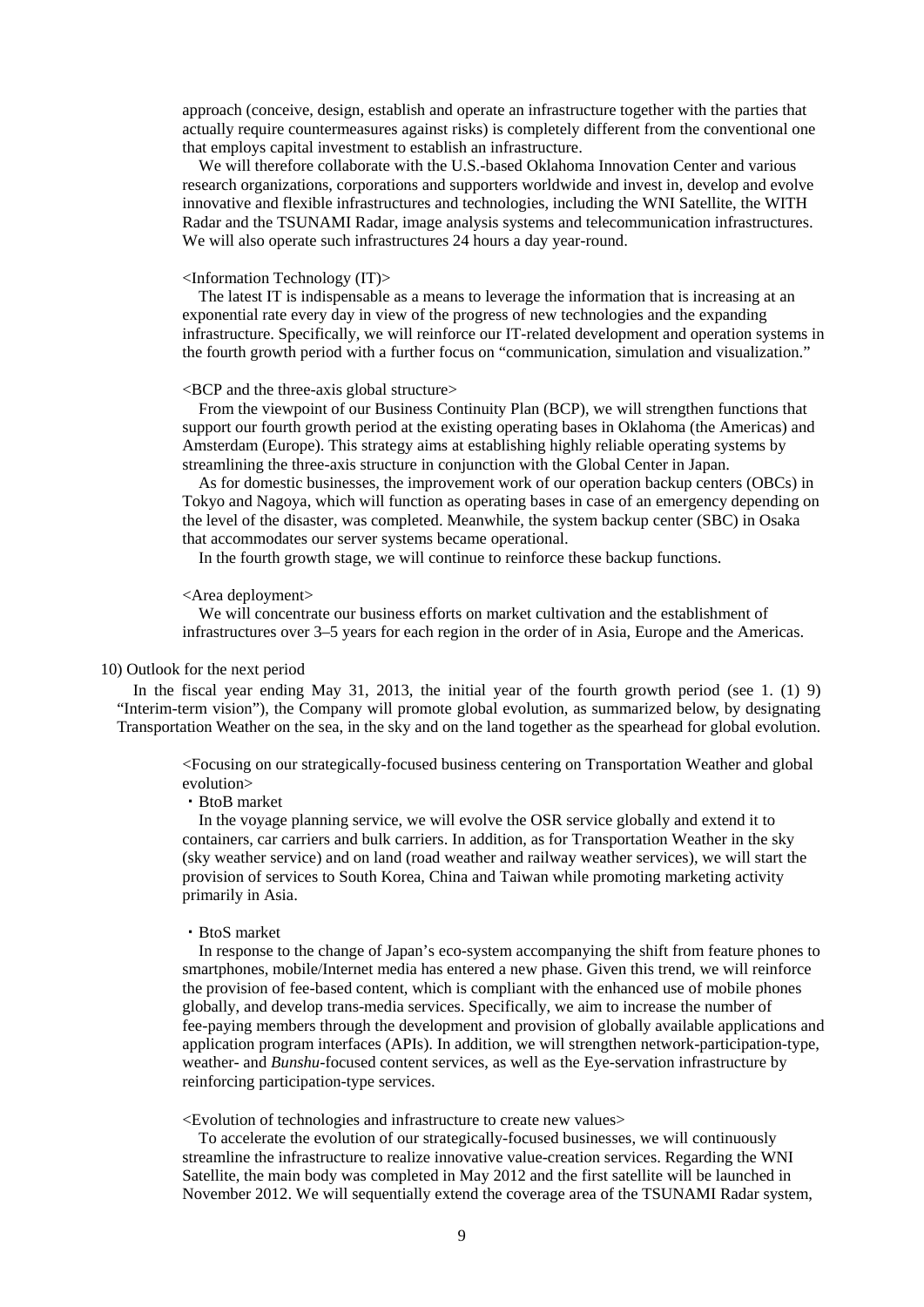approach (conceive, design, establish and operate an infrastructure together with the parties that actually require countermeasures against risks) is completely different from the conventional one that employs capital investment to establish an infrastructure.

We will therefore collaborate with the U.S.-based Oklahoma Innovation Center and various research organizations, corporations and supporters worldwide and invest in, develop and evolve innovative and flexible infrastructures and technologies, including the WNI Satellite, the WITH Radar and the TSUNAMI Radar, image analysis systems and telecommunication infrastructures. We will also operate such infrastructures 24 hours a day year-round.

<Information Technology (IT)>

The latest IT is indispensable as a means to leverage the information that is increasing at an exponential rate every day in view of the progress of new technologies and the expanding infrastructure. Specifically, we will reinforce our IT-related development and operation systems in the fourth growth period with a further focus on "communication, simulation and visualization."

<BCP and the three-axis global structure>

From the viewpoint of our Business Continuity Plan (BCP), we will strengthen functions that support our fourth growth period at the existing operating bases in Oklahoma (the Americas) and Amsterdam (Europe). This strategy aims at establishing highly reliable operating systems by streamlining the three-axis structure in conjunction with the Global Center in Japan.

As for domestic businesses, the improvement work of our operation backup centers (OBCs) in Tokyo and Nagoya, which will function as operating bases in case of an emergency depending on the level of the disaster, was completed. Meanwhile, the system backup center (SBC) in Osaka that accommodates our server systems became operational.

In the fourth growth stage, we will continue to reinforce these backup functions.

<Area deployment>

We will concentrate our business efforts on market cultivation and the establishment of infrastructures over 3–5 years for each region in the order of in Asia, Europe and the Americas.

10) Outlook for the next period

In the fiscal year ending May 31, 2013, the initial year of the fourth growth period (see 1. (1) 9) "Interim-term vision"), the Company will promote global evolution, as summarized below, by designating Transportation Weather on the sea, in the sky and on the land together as the spearhead for global evolution.

<Focusing on our strategically-focused business centering on Transportation Weather and global evolution>

・BtoB market

In the voyage planning service, we will evolve the OSR service globally and extend it to containers, car carriers and bulk carriers. In addition, as for Transportation Weather in the sky (sky weather service) and on land (road weather and railway weather services), we will start the provision of services to South Korea, China and Taiwan while promoting marketing activity primarily in Asia.

・BtoS market

In response to the change of Japan's eco-system accompanying the shift from feature phones to smartphones, mobile/Internet media has entered a new phase. Given this trend, we will reinforce the provision of fee-based content, which is compliant with the enhanced use of mobile phones globally, and develop trans-media services. Specifically, we aim to increase the number of fee-paying members through the development and provision of globally available applications and application program interfaces (APIs). In addition, we will strengthen network-participation-type, weather- and *Bunshu*-focused content services, as well as the Eye-servation infrastructure by reinforcing participation-type services.

<Evolution of technologies and infrastructure to create new values>

To accelerate the evolution of our strategically-focused businesses, we will continuously streamline the infrastructure to realize innovative value-creation services. Regarding the WNI Satellite, the main body was completed in May 2012 and the first satellite will be launched in November 2012. We will sequentially extend the coverage area of the TSUNAMI Radar system,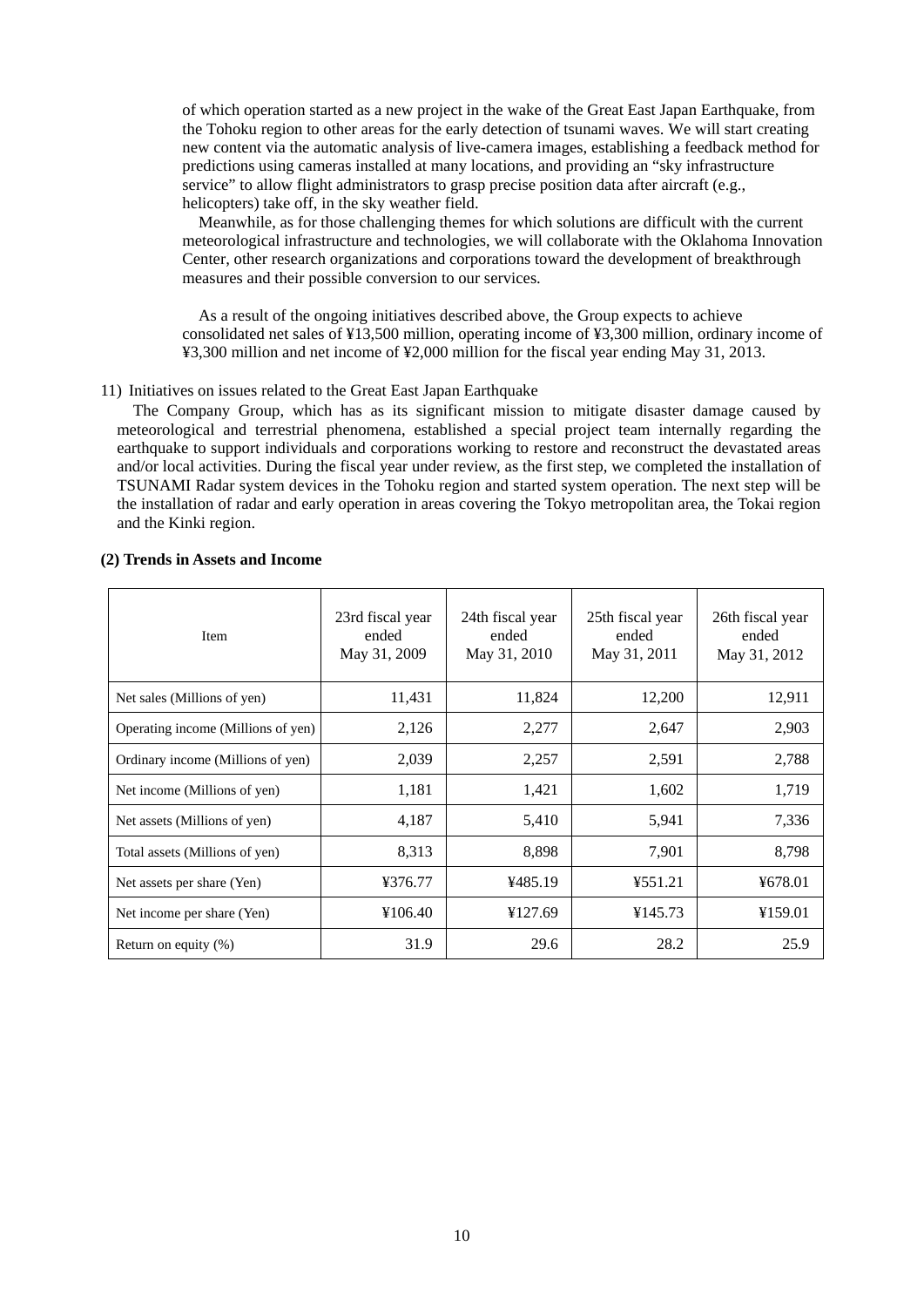of which operation started as a new project in the wake of the Great East Japan Earthquake, from the Tohoku region to other areas for the early detection of tsunami waves. We will start creating new content via the automatic analysis of live-camera images, establishing a feedback method for predictions using cameras installed at many locations, and providing an "sky infrastructure service" to allow flight administrators to grasp precise position data after aircraft (e.g., helicopters) take off, in the sky weather field.

Meanwhile, as for those challenging themes for which solutions are difficult with the current meteorological infrastructure and technologies, we will collaborate with the Oklahoma Innovation Center, other research organizations and corporations toward the development of breakthrough measures and their possible conversion to our services.

As a result of the ongoing initiatives described above, the Group expects to achieve consolidated net sales of ¥13,500 million, operating income of ¥3,300 million, ordinary income of ¥3,300 million and net income of ¥2,000 million for the fiscal year ending May 31, 2013.

11) Initiatives on issues related to the Great East Japan Earthquake

The Company Group, which has as its significant mission to mitigate disaster damage caused by meteorological and terrestrial phenomena, established a special project team internally regarding the earthquake to support individuals and corporations working to restore and reconstruct the devastated areas and/or local activities. During the fiscal year under review, as the first step, we completed the installation of TSUNAMI Radar system devices in the Tohoku region and started system operation. The next step will be the installation of radar and early operation in areas covering the Tokyo metropolitan area, the Tokai region and the Kinki region.

**(2) Trends in Assets and Income**

| Item | 23rd fiscal year ended May 31, 2009 | 24th fiscal year ended May 31, 2010 | 25th fiscal year ended May 31, 2011 | 26th fiscal year ended May 31, 2012 |
|---|---|---|---|---|
| Net sales (Millions of yen) | 11,431 | 11,824 | 12,200 | 12,911 |
| Operating income (Millions of yen) | 2,126 | 2,277 | 2,647 | 2,903 |
| Ordinary income (Millions of yen) | 2,039 | 2,257 | 2,591 | 2,788 |
| Net income (Millions of yen) | 1,181 | 1,421 | 1,602 | 1,719 |
| Net assets (Millions of yen) | 4,187 | 5,410 | 5,941 | 7,336 |
| Total assets (Millions of yen) | 8,313 | 8,898 | 7,901 | 8,798 |
| Net assets per share (Yen) | ¥376.77 | ¥485.19 | ¥551.21 | ¥678.01 |
| Net income per share (Yen) | ¥106.40 | ¥127.69 | ¥145.73 | ¥159.01 |
| Return on equity (%) | 31.9 | 29.6 | 28.2 | 25.9 |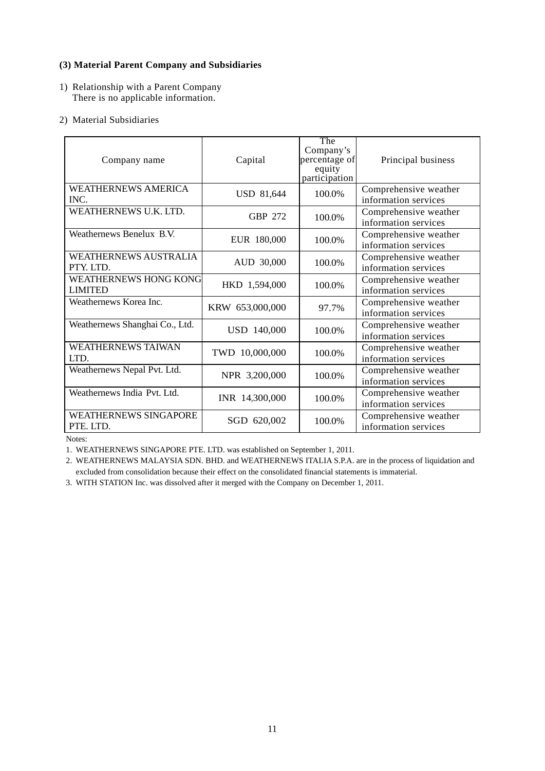### (3) Material Parent Company and Subsidiaries

1) Relationship with a Parent Company
   There is no applicable information.

2) Material Subsidiaries

| Company name | Capital | The Company's percentage of equity participation | Principal business |
|---|---|---|---|
| WEATHERNEWS AMERICA INC. | USD 81,644 | 100.0% | Comprehensive weather information services |
| WEATHERNEWS U.K. LTD. | GBP 272 | 100.0% | Comprehensive weather information services |
| Weathernews Benelux B.V. | EUR 180,000 | 100.0% | Comprehensive weather information services |
| WEATHERNEWS AUSTRALIA PTY. LTD. | AUD 30,000 | 100.0% | Comprehensive weather information services |
| WEATHERNEWS HONG KONG LIMITED | HKD 1,594,000 | 100.0% | Comprehensive weather information services |
| Weathernews Korea Inc. | KRW 653,000,000 | 97.7% | Comprehensive weather information services |
| Weathernews Shanghai Co., Ltd. | USD 140,000 | 100.0% | Comprehensive weather information services |
| WEATHERNEWS TAIWAN LTD. | TWD 10,000,000 | 100.0% | Comprehensive weather information services |
| Weathernews Nepal Pvt. Ltd. | NPR 3,200,000 | 100.0% | Comprehensive weather information services |
| Weathernews India Pvt. Ltd. | INR 14,300,000 | 100.0% | Comprehensive weather information services |
| WEATHERNEWS SINGAPORE PTE. LTD. | SGD 620,002 | 100.0% | Comprehensive weather information services |

Notes:

1. WEATHERNEWS SINGAPORE PTE. LTD. was established on September 1, 2011.
2. WEATHERNEWS MALAYSIA SDN. BHD. and WEATHERNEWS ITALIA S.P.A. are in the process of liquidation and excluded from consolidation because their effect on the consolidated financial statements is immaterial.
3. WITH STATION Inc. was dissolved after it merged with the Company on December 1, 2011.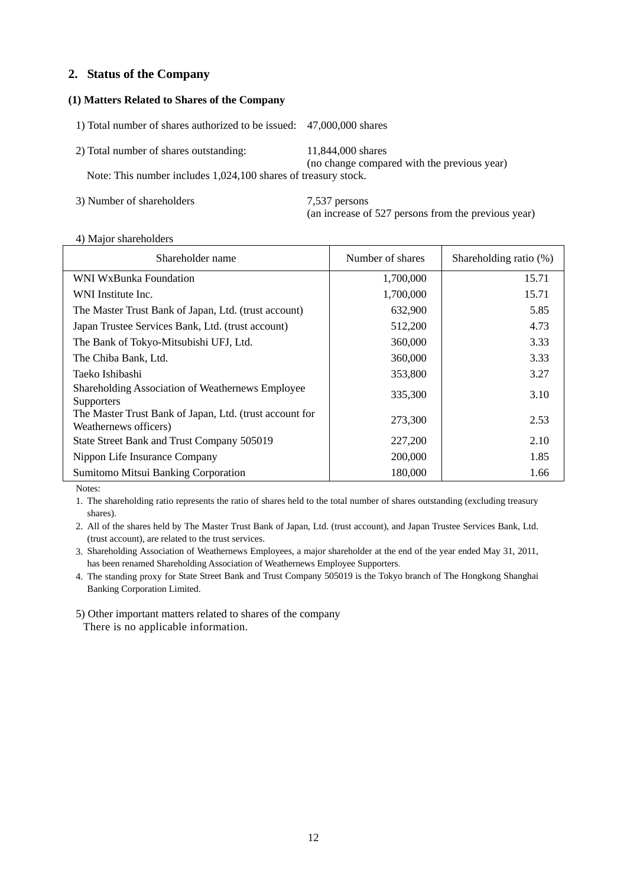## 2. Status of the Company

### (1) Matters Related to Shares of the Company

1) Total number of shares authorized to be issued: 47,000,000 shares

2) Total number of shares outstanding: 11,844,000 shares
(no change compared with the previous year)

Note: This number includes 1,024,100 shares of treasury stock.

3) Number of shareholders 7,537 persons
(an increase of 527 persons from the previous year)

4) Major shareholders

| Shareholder name | Number of shares | Shareholding ratio (%) |
|---|---|---|
| WNI WxBunka Foundation | 1,700,000 | 15.71 |
| WNI Institute Inc. | 1,700,000 | 15.71 |
| The Master Trust Bank of Japan, Ltd. (trust account) | 632,900 | 5.85 |
| Japan Trustee Services Bank, Ltd. (trust account) | 512,200 | 4.73 |
| The Bank of Tokyo-Mitsubishi UFJ, Ltd. | 360,000 | 3.33 |
| The Chiba Bank, Ltd. | 360,000 | 3.33 |
| Taeko Ishibashi | 353,800 | 3.27 |
| Shareholding Association of Weathernews Employee Supporters | 335,300 | 3.10 |
| The Master Trust Bank of Japan, Ltd. (trust account for Weathernews officers) | 273,300 | 2.53 |
| State Street Bank and Trust Company 505019 | 227,200 | 2.10 |
| Nippon Life Insurance Company | 200,000 | 1.85 |
| Sumitomo Mitsui Banking Corporation | 180,000 | 1.66 |

Notes:

1. The shareholding ratio represents the ratio of shares held to the total number of shares outstanding (excluding treasury shares).
2. All of the shares held by The Master Trust Bank of Japan, Ltd. (trust account), and Japan Trustee Services Bank, Ltd. (trust account), are related to the trust services.
3. Shareholding Association of Weathernews Employees, a major shareholder at the end of the year ended May 31, 2011, has been renamed Shareholding Association of Weathernews Employee Supporters.
4. The standing proxy for State Street Bank and Trust Company 505019 is the Tokyo branch of The Hongkong Shanghai Banking Corporation Limited.

5) Other important matters related to shares of the company
There is no applicable information.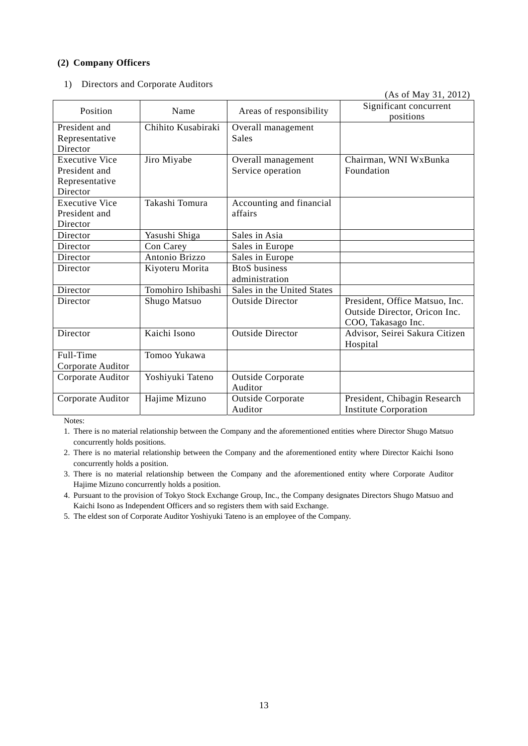## (2) Company Officers

1) Directors and Corporate Auditors

(As of May 31, 2012)

| Position | Name | Areas of responsibility | Significant concurrent positions |
|---|---|---|---|
| President and Representative Director | Chihito Kusabiraki | Overall management<br>Sales | |
| Executive Vice President and Representative Director | Jiro Miyabe | Overall management<br>Service operation | Chairman, WNI WxBunka Foundation |
| Executive Vice President and Director | Takashi Tomura | Accounting and financial affairs | |
| Director | Yasushi Shiga | Sales in Asia | |
| Director | Con Carey | Sales in Europe | |
| Director | Antonio Brizzo | Sales in Europe | |
| Director | Kiyoteru Morita | BtoS business administration | |
| Director | Tomohiro Ishibashi | Sales in the United States | |
| Director | Shugo Matsuo | Outside Director | President, Office Matsuo, Inc.<br>Outside Director, Oricon Inc.<br>COO, Takasago Inc. |
| Director | Kaichi Isono | Outside Director | Advisor, Seirei Sakura Citizen Hospital |
| Full-Time Corporate Auditor | Tomoo Yukawa | | |
| Corporate Auditor | Yoshiyuki Tateno | Outside Corporate Auditor | |
| Corporate Auditor | Hajime Mizuno | Outside Corporate Auditor | President, Chibagin Research Institute Corporation |

Notes:

1. There is no material relationship between the Company and the aforementioned entities where Director Shugo Matsuo concurrently holds positions.
2. There is no material relationship between the Company and the aforementioned entity where Director Kaichi Isono concurrently holds a position.
3. There is no material relationship between the Company and the aforementioned entity where Corporate Auditor Hajime Mizuno concurrently holds a position.
4. Pursuant to the provision of Tokyo Stock Exchange Group, Inc., the Company designates Directors Shugo Matsuo and Kaichi Isono as Independent Officers and so registers them with said Exchange.
5. The eldest son of Corporate Auditor Yoshiyuki Tateno is an employee of the Company.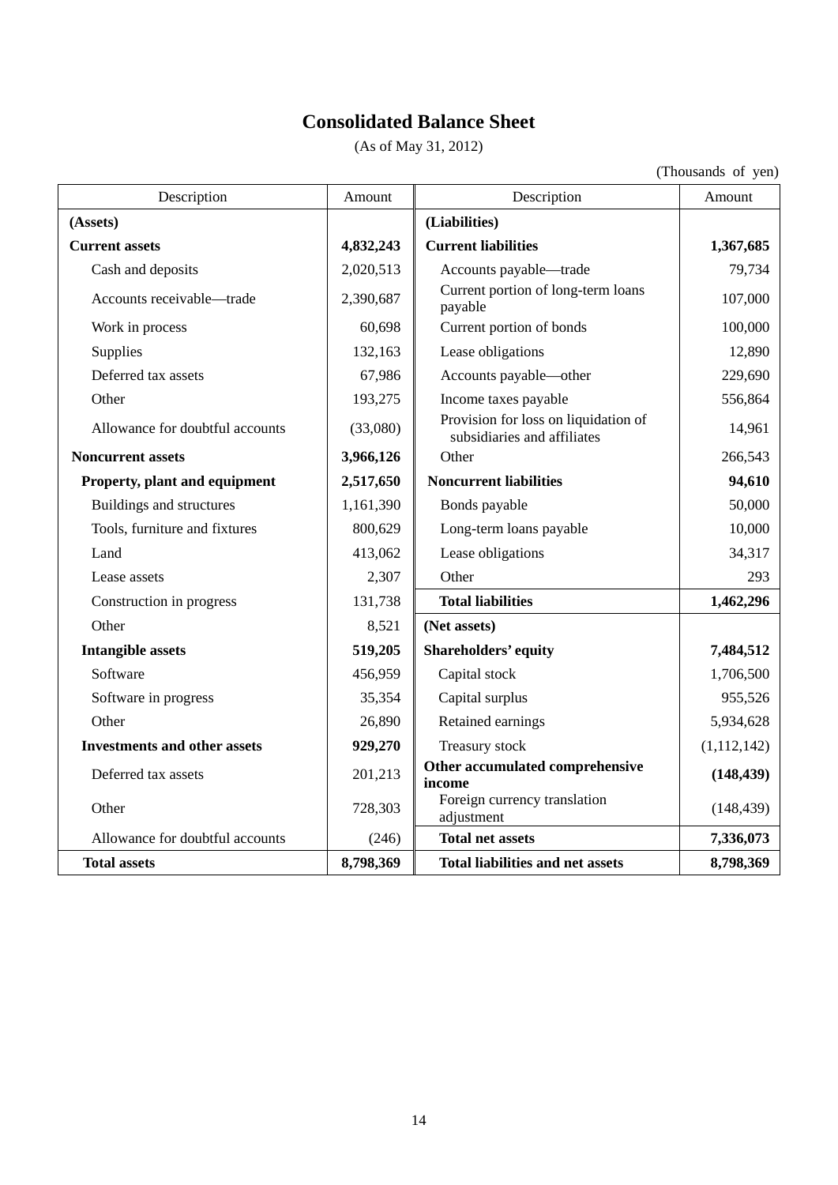# Consolidated Balance Sheet

(As of May 31, 2012)

(Thousands of yen)

| Description | Amount | Description | Amount |
|---|---|---|---|
| **(Assets)** | | **(Liabilities)** | |
| **Current assets** | **4,832,243** | **Current liabilities** | **1,367,685** |
| Cash and deposits | 2,020,513 | Accounts payable—trade | 79,734 |
| Accounts receivable—trade | 2,390,687 | Current portion of long-term loans payable | 107,000 |
| Work in process | 60,698 | Current portion of bonds | 100,000 |
| Supplies | 132,163 | Lease obligations | 12,890 |
| Deferred tax assets | 67,986 | Accounts payable—other | 229,690 |
| Other | 193,275 | Income taxes payable | 556,864 |
| Allowance for doubtful accounts | (33,080) | Provision for loss on liquidation of subsidiaries and affiliates | 14,961 |
| **Noncurrent assets** | **3,966,126** | Other | 266,543 |
| **Property, plant and equipment** | **2,517,650** | **Noncurrent liabilities** | **94,610** |
| Buildings and structures | 1,161,390 | Bonds payable | 50,000 |
| Tools, furniture and fixtures | 800,629 | Long-term loans payable | 10,000 |
| Land | 413,062 | Lease obligations | 34,317 |
| Lease assets | 2,307 | Other | 293 |
| Construction in progress | 131,738 | **Total liabilities** | **1,462,296** |
| Other | 8,521 | **(Net assets)** | |
| **Intangible assets** | **519,205** | **Shareholders' equity** | **7,484,512** |
| Software | 456,959 | Capital stock | 1,706,500 |
| Software in progress | 35,354 | Capital surplus | 955,526 |
| Other | 26,890 | Retained earnings | 5,934,628 |
| **Investments and other assets** | **929,270** | Treasury stock | (1,112,142) |
| Deferred tax assets | 201,213 | **Other accumulated comprehensive income** | **(148,439)** |
| Other | 728,303 | Foreign currency translation adjustment | (148,439) |
| Allowance for doubtful accounts | (246) | **Total net assets** | **7,336,073** |
| **Total assets** | **8,798,369** | **Total liabilities and net assets** | **8,798,369** |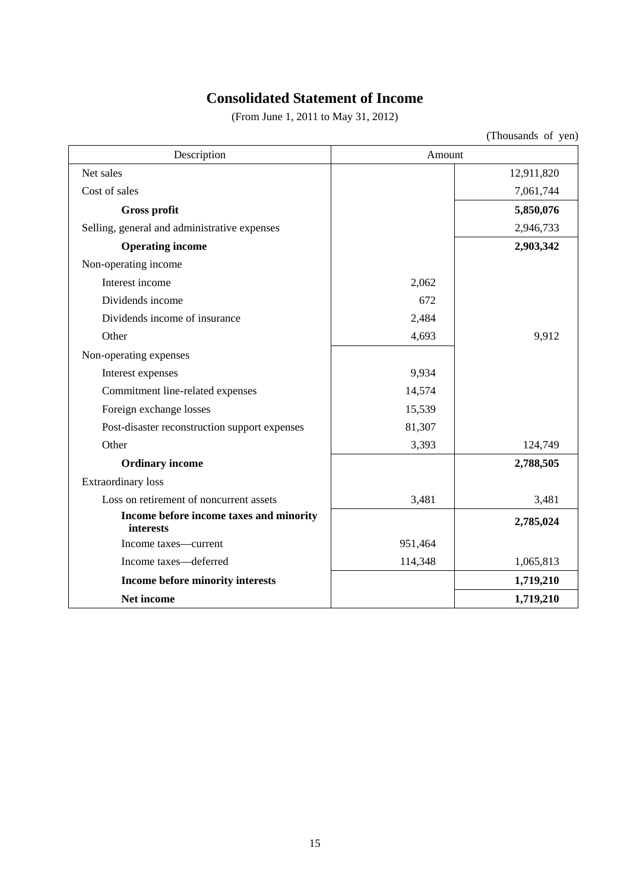# Consolidated Statement of Income

(From June 1, 2011 to May 31, 2012)

(Thousands of yen)

| Description | Amount | |
|---|---|---|
| Net sales | | 12,911,820 |
| Cost of sales | | 7,061,744 |
| **Gross profit** | | **5,850,076** |
| Selling, general and administrative expenses | | 2,946,733 |
| **Operating income** | | **2,903,342** |
| Non-operating income | | |
| Interest income | 2,062 | |
| Dividends income | 672 | |
| Dividends income of insurance | 2,484 | |
| Other | 4,693 | 9,912 |
| Non-operating expenses | | |
| Interest expenses | 9,934 | |
| Commitment line-related expenses | 14,574 | |
| Foreign exchange losses | 15,539 | |
| Post-disaster reconstruction support expenses | 81,307 | |
| Other | 3,393 | 124,749 |
| **Ordinary income** | | **2,788,505** |
| Extraordinary loss | | |
| Loss on retirement of noncurrent assets | 3,481 | 3,481 |
| **Income before income taxes and minority interests** | | **2,785,024** |
| Income taxes—current | 951,464 | |
| Income taxes—deferred | 114,348 | 1,065,813 |
| **Income before minority interests** | | **1,719,210** |
| **Net income** | | **1,719,210** |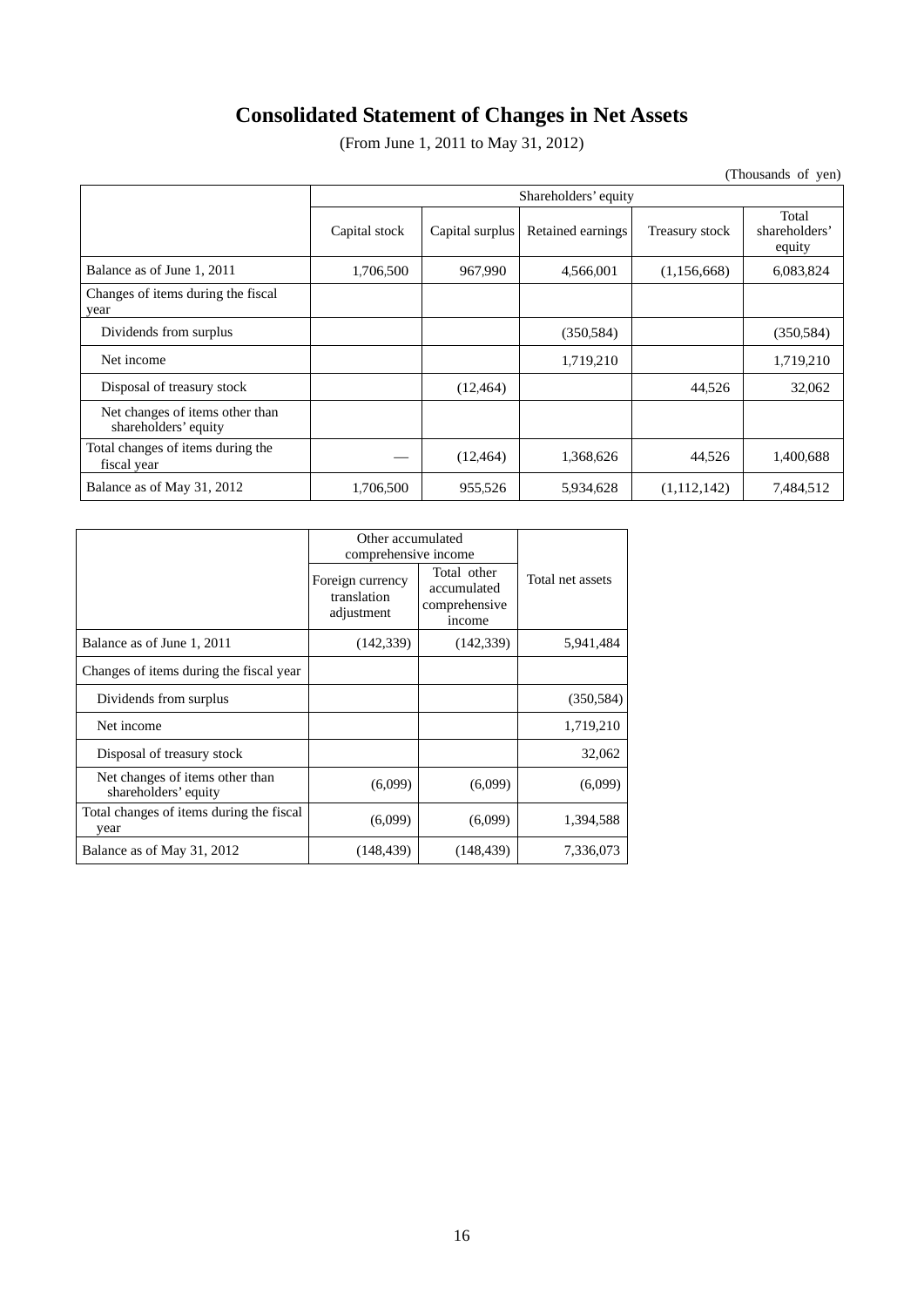# Consolidated Statement of Changes in Net Assets

(From June 1, 2011 to May 31, 2012)

(Thousands of yen)

| | Shareholders' equity | | | | |
|---|---|---|---|---|---|
| | Capital stock | Capital surplus | Retained earnings | Treasury stock | Total shareholders' equity |
| Balance as of June 1, 2011 | 1,706,500 | 967,990 | 4,566,001 | (1,156,668) | 6,083,824 |
| Changes of items during the fiscal year | | | | | |
| Dividends from surplus | | | (350,584) | | (350,584) |
| Net income | | | 1,719,210 | | 1,719,210 |
| Disposal of treasury stock | | (12,464) | | 44,526 | 32,062 |
| Net changes of items other than shareholders' equity | | | | | |
| Total changes of items during the fiscal year | — | (12,464) | 1,368,626 | 44,526 | 1,400,688 |
| Balance as of May 31, 2012 | 1,706,500 | 955,526 | 5,934,628 | (1,112,142) | 7,484,512 |

| | Other accumulated comprehensive income | | Total net assets |
|---|---|---|---|
| | Foreign currency translation adjustment | Total other accumulated comprehensive income | |
| Balance as of June 1, 2011 | (142,339) | (142,339) | 5,941,484 |
| Changes of items during the fiscal year | | | |
| Dividends from surplus | | | (350,584) |
| Net income | | | 1,719,210 |
| Disposal of treasury stock | | | 32,062 |
| Net changes of items other than shareholders' equity | (6,099) | (6,099) | (6,099) |
| Total changes of items during the fiscal year | (6,099) | (6,099) | 1,394,588 |
| Balance as of May 31, 2012 | (148,439) | (148,439) | 7,336,073 |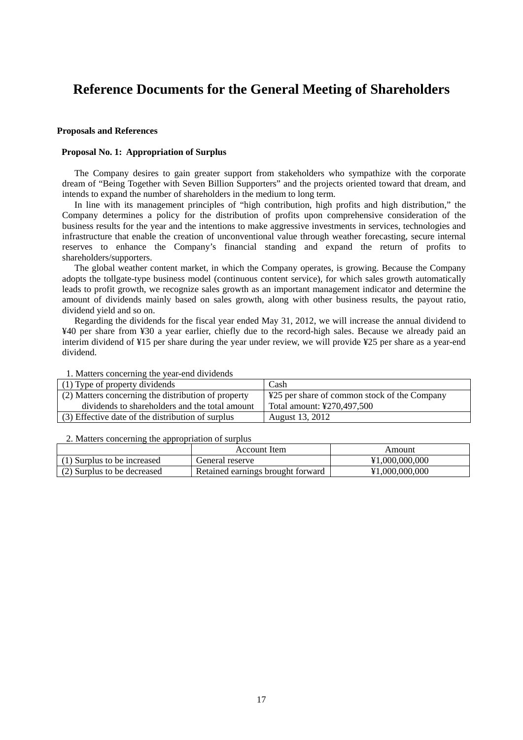# Reference Documents for the General Meeting of Shareholders

**Proposals and References**

**Proposal No. 1: Appropriation of Surplus**

The Company desires to gain greater support from stakeholders who sympathize with the corporate dream of “Being Together with Seven Billion Supporters” and the projects oriented toward that dream, and intends to expand the number of shareholders in the medium to long term.

In line with its management principles of “high contribution, high profits and high distribution,” the Company determines a policy for the distribution of profits upon comprehensive consideration of the business results for the year and the intentions to make aggressive investments in services, technologies and infrastructure that enable the creation of unconventional value through weather forecasting, secure internal reserves to enhance the Company’s financial standing and expand the return of profits to shareholders/supporters.

The global weather content market, in which the Company operates, is growing. Because the Company adopts the tollgate-type business model (continuous content service), for which sales growth automatically leads to profit growth, we recognize sales growth as an important management indicator and determine the amount of dividends mainly based on sales growth, along with other business results, the payout ratio, dividend yield and so on.

Regarding the dividends for the fiscal year ended May 31, 2012, we will increase the annual dividend to ¥40 per share from ¥30 a year earlier, chiefly due to the record-high sales. Because we already paid an interim dividend of ¥15 per share during the year under review, we will provide ¥25 per share as a year-end dividend.

1. Matters concerning the year-end dividends

| | |
|---|---|
| (1) Type of property dividends | Cash |
| (2) Matters concerning the distribution of property dividends to shareholders and the total amount | ¥25 per share of common stock of the Company<br>Total amount: ¥270,497,500 |
| (3) Effective date of the distribution of surplus | August 13, 2012 |

2. Matters concerning the appropriation of surplus

| | Account Item | Amount |
|---|---|---|
| (1) Surplus to be increased | General reserve | ¥1,000,000,000 |
| (2) Surplus to be decreased | Retained earnings brought forward | ¥1,000,000,000 |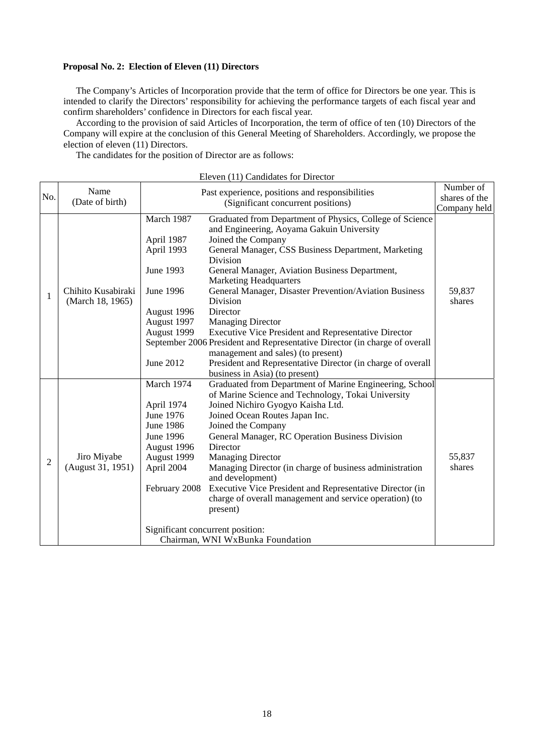**Proposal No. 2: Election of Eleven (11) Directors**

The Company's Articles of Incorporation provide that the term of office for Directors be one year. This is intended to clarify the Directors' responsibility for achieving the performance targets of each fiscal year and confirm shareholders' confidence in Directors for each fiscal year.

According to the provision of said Articles of Incorporation, the term of office of ten (10) Directors of the Company will expire at the conclusion of this General Meeting of Shareholders. Accordingly, we propose the election of eleven (11) Directors.

The candidates for the position of Director are as follows:

Eleven (11) Candidates for Director

| No. | Name (Date of birth) | Past experience, positions and responsibilities (Significant concurrent positions) | | Number of shares of the Company held |
|---|---|---|---|---|
| 1 | Chihito Kusabiraki (March 18, 1965) | March 1987 | Graduated from Department of Physics, College of Science and Engineering, Aoyama Gakuin University | 59,837 shares |
| | | April 1987 | Joined the Company | |
| | | April 1993 | General Manager, CSS Business Department, Marketing Division | |
| | | June 1993 | General Manager, Aviation Business Department, Marketing Headquarters | |
| | | June 1996 | General Manager, Disaster Prevention/Aviation Business Division | |
| | | August 1996 | Director | |
| | | August 1997 | Managing Director | |
| | | August 1999 | Executive Vice President and Representative Director | |
| | | September 2006 | President and Representative Director (in charge of overall management and sales) (to present) | |
| | | June 2012 | President and Representative Director (in charge of overall business in Asia) (to present) | |
| 2 | Jiro Miyabe (August 31, 1951) | March 1974 | Graduated from Department of Marine Engineering, School of Marine Science and Technology, Tokai University | 55,837 shares |
| | | April 1974 | Joined Nichiro Gyogyo Kaisha Ltd. | |
| | | June 1976 | Joined Ocean Routes Japan Inc. | |
| | | June 1986 | Joined the Company | |
| | | June 1996 | General Manager, RC Operation Business Division | |
| | | August 1996 | Director | |
| | | August 1999 | Managing Director | |
| | | April 2004 | Managing Director (in charge of business administration and development) | |
| | | February 2008 | Executive Vice President and Representative Director (in charge of overall management and service operation) (to present) | |
| | | Significant concurrent position: Chairman, WNI WxBunka Foundation | | |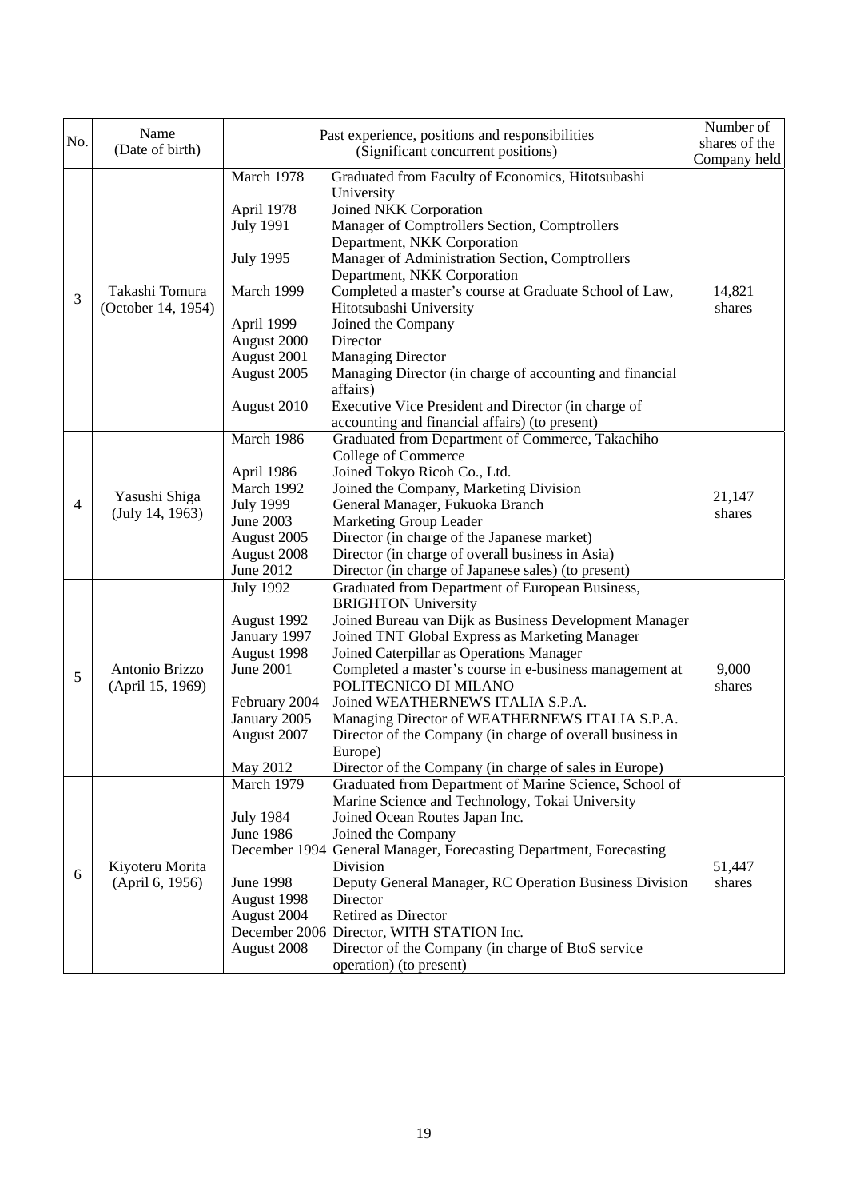| No. | Name (Date of birth) | Past experience, positions and responsibilities (Significant concurrent positions) | Number of shares of the Company held |
|---|---|---|---|
| 3 | Takashi Tomura (October 14, 1954) | March 1978 Graduated from Faculty of Economics, Hitotsubashi University<br>April 1978 Joined NKK Corporation<br>July 1991 Manager of Comptrollers Section, Comptrollers Department, NKK Corporation<br>July 1995 Manager of Administration Section, Comptrollers Department, NKK Corporation<br>March 1999 Completed a master's course at Graduate School of Law, Hitotsubashi University<br>April 1999 Joined the Company<br>August 2000 Director<br>August 2001 Managing Director<br>August 2005 Managing Director (in charge of accounting and financial affairs)<br>August 2010 Executive Vice President and Director (in charge of accounting and financial affairs) (to present) | 14,821 shares |
| 4 | Yasushi Shiga (July 14, 1963) | March 1986 Graduated from Department of Commerce, Takachiho College of Commerce<br>April 1986 Joined Tokyo Ricoh Co., Ltd.<br>March 1992 Joined the Company, Marketing Division<br>July 1999 General Manager, Fukuoka Branch<br>June 2003 Marketing Group Leader<br>August 2005 Director (in charge of the Japanese market)<br>August 2008 Director (in charge of overall business in Asia)<br>June 2012 Director (in charge of Japanese sales) (to present) | 21,147 shares |
| 5 | Antonio Brizzo (April 15, 1969) | July 1992 Graduated from Department of European Business, BRIGHTON University<br>August 1992 Joined Bureau van Dijk as Business Development Manager<br>January 1997 Joined TNT Global Express as Marketing Manager<br>August 1998 Joined Caterpillar as Operations Manager<br>June 2001 Completed a master's course in e-business management at POLITECNICO DI MILANO<br>February 2004 Joined WEATHERNEWS ITALIA S.P.A.<br>January 2005 Managing Director of WEATHERNEWS ITALIA S.P.A.<br>August 2007 Director of the Company (in charge of overall business in Europe)<br>May 2012 Director of the Company (in charge of sales in Europe) | 9,000 shares |
| 6 | Kiyoteru Morita (April 6, 1956) | March 1979 Graduated from Department of Marine Science, School of Marine Science and Technology, Tokai University<br>July 1984 Joined Ocean Routes Japan Inc.<br>June 1986 Joined the Company<br>December 1994 General Manager, Forecasting Department, Forecasting Division<br>June 1998 Deputy General Manager, RC Operation Business Division<br>August 1998 Director<br>August 2004 Retired as Director<br>December 2006 Director, WITH STATION Inc.<br>August 2008 Director of the Company (in charge of BtoS service operation) (to present) | 51,447 shares |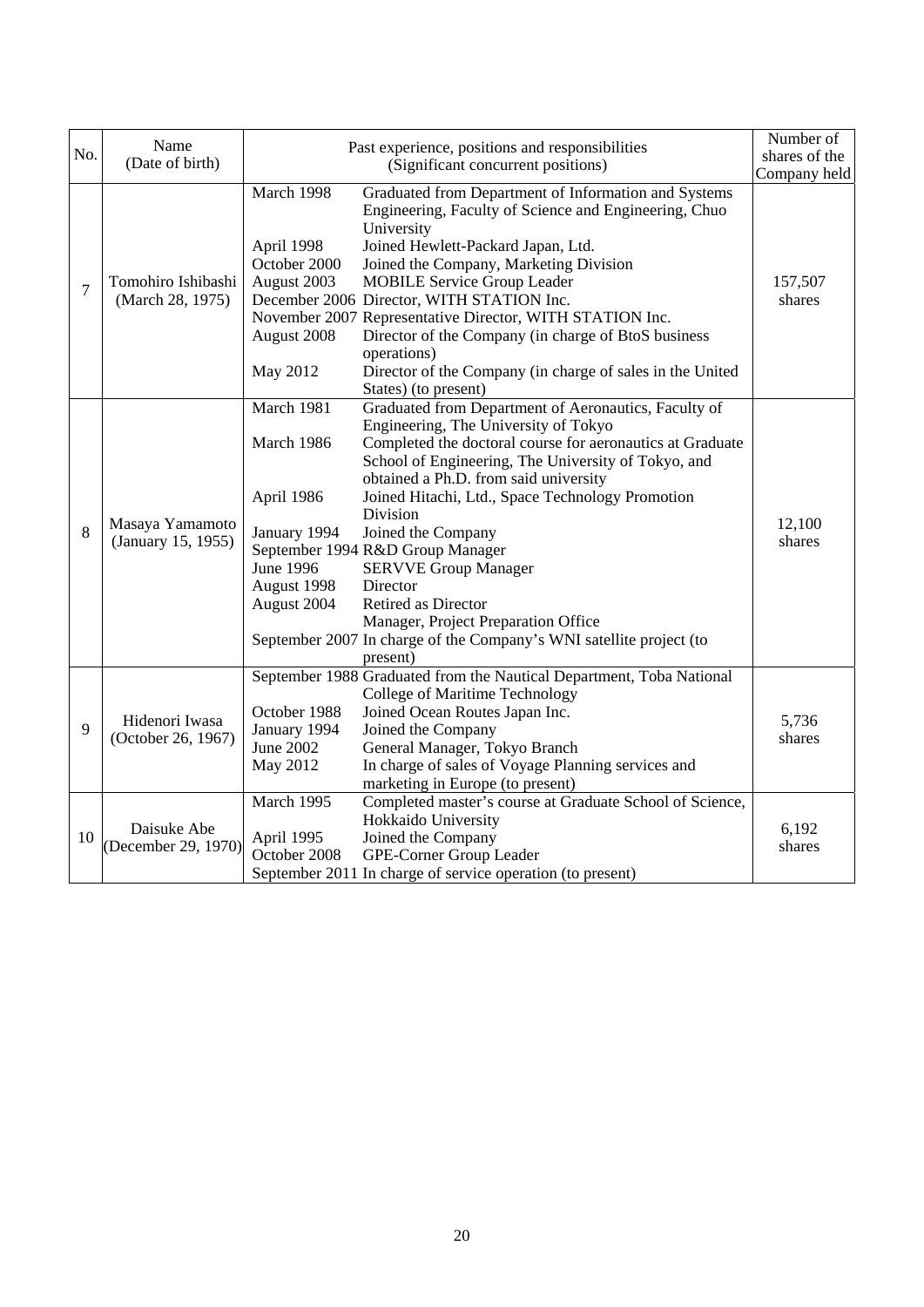| No. | Name<br>(Date of birth) | Past experience, positions and responsibilities<br>(Significant concurrent positions) | Number of shares of the Company held |
|---|---|---|---|
| 7 | Tomohiro Ishibashi<br>(March 28, 1975) | March 1998 Graduated from Department of Information and Systems Engineering, Faculty of Science and Engineering, Chuo University<br>April 1998 Joined Hewlett-Packard Japan, Ltd.<br>October 2000 Joined the Company, Marketing Division<br>August 2003 MOBILE Service Group Leader<br>December 2006 Director, WITH STATION Inc.<br>November 2007 Representative Director, WITH STATION Inc.<br>August 2008 Director of the Company (in charge of BtoS business operations)<br>May 2012 Director of the Company (in charge of sales in the United States) (to present) | 157,507 shares |
| 8 | Masaya Yamamoto<br>(January 15, 1955) | March 1981 Graduated from Department of Aeronautics, Faculty of Engineering, The University of Tokyo<br>March 1986 Completed the doctoral course for aeronautics at Graduate School of Engineering, The University of Tokyo, and obtained a Ph.D. from said university<br>April 1986 Joined Hitachi, Ltd., Space Technology Promotion Division<br>January 1994 Joined the Company<br>September 1994 R&D Group Manager<br>June 1996 SERVVE Group Manager<br>August 1998 Director<br>August 2004 Retired as Director<br>Manager, Project Preparation Office<br>September 2007 In charge of the Company's WNI satellite project (to present) | 12,100 shares |
| 9 | Hidenori Iwasa<br>(October 26, 1967) | September 1988 Graduated from the Nautical Department, Toba National College of Maritime Technology<br>October 1988 Joined Ocean Routes Japan Inc.<br>January 1994 Joined the Company<br>June 2002 General Manager, Tokyo Branch<br>May 2012 In charge of sales of Voyage Planning services and marketing in Europe (to present) | 5,736 shares |
| 10 | Daisuke Abe<br>(December 29, 1970) | March 1995 Completed master's course at Graduate School of Science, Hokkaido University<br>April 1995 Joined the Company<br>October 2008 GPE-Corner Group Leader<br>September 2011 In charge of service operation (to present) | 6,192 shares |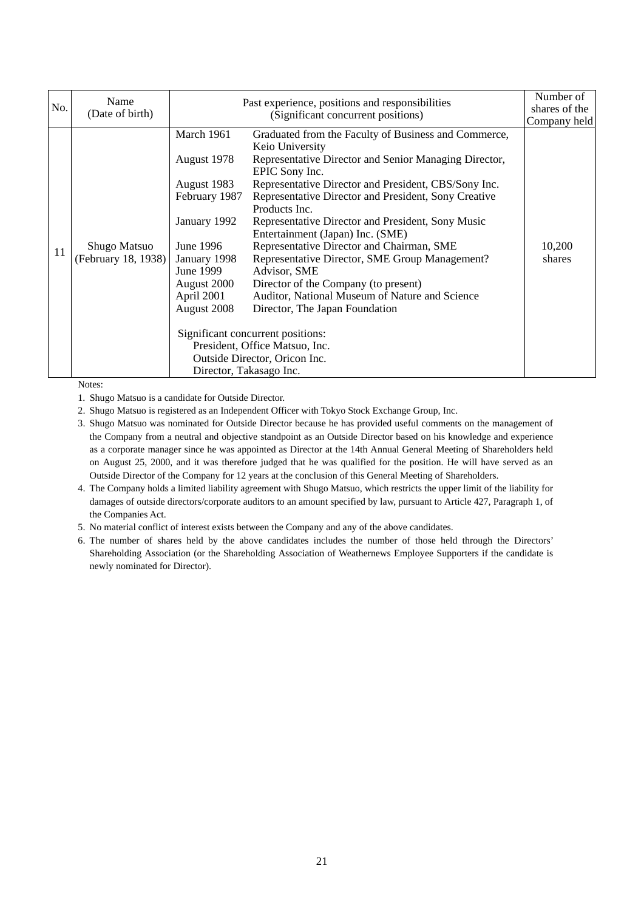| No. | Name (Date of birth) | Past experience, positions and responsibilities (Significant concurrent positions) | Number of shares of the Company held |
|---|---|---|---|
| 11 | Shugo Matsuo (February 18, 1938) | March 1961 Graduated from the Faculty of Business and Commerce, Keio University<br>August 1978 Representative Director and Senior Managing Director, EPIC Sony Inc.<br>August 1983 Representative Director and President, CBS/Sony Inc.<br>February 1987 Representative Director and President, Sony Creative Products Inc.<br>January 1992 Representative Director and President, Sony Music Entertainment (Japan) Inc. (SME)<br>June 1996 Representative Director and Chairman, SME<br>January 1998 Representative Director, SME Group Management?<br>June 1999 Advisor, SME<br>August 2000 Director of the Company (to present)<br>April 2001 Auditor, National Museum of Nature and Science<br>August 2008 Director, The Japan Foundation<br><br>Significant concurrent positions:<br>President, Office Matsuo, Inc.<br>Outside Director, Oricon Inc.<br>Director, Takasago Inc. | 10,200 shares |

Notes:

1. Shugo Matsuo is a candidate for Outside Director.
2. Shugo Matsuo is registered as an Independent Officer with Tokyo Stock Exchange Group, Inc.
3. Shugo Matsuo was nominated for Outside Director because he has provided useful comments on the management of the Company from a neutral and objective standpoint as an Outside Director based on his knowledge and experience as a corporate manager since he was appointed as Director at the 14th Annual General Meeting of Shareholders held on August 25, 2000, and it was therefore judged that he was qualified for the position. He will have served as an Outside Director of the Company for 12 years at the conclusion of this General Meeting of Shareholders.
4. The Company holds a limited liability agreement with Shugo Matsuo, which restricts the upper limit of the liability for damages of outside directors/corporate auditors to an amount specified by law, pursuant to Article 427, Paragraph 1, of the Companies Act.
5. No material conflict of interest exists between the Company and any of the above candidates.
6. The number of shares held by the above candidates includes the number of those held through the Directors' Shareholding Association (or the Shareholding Association of Weathernews Employee Supporters if the candidate is newly nominated for Director).